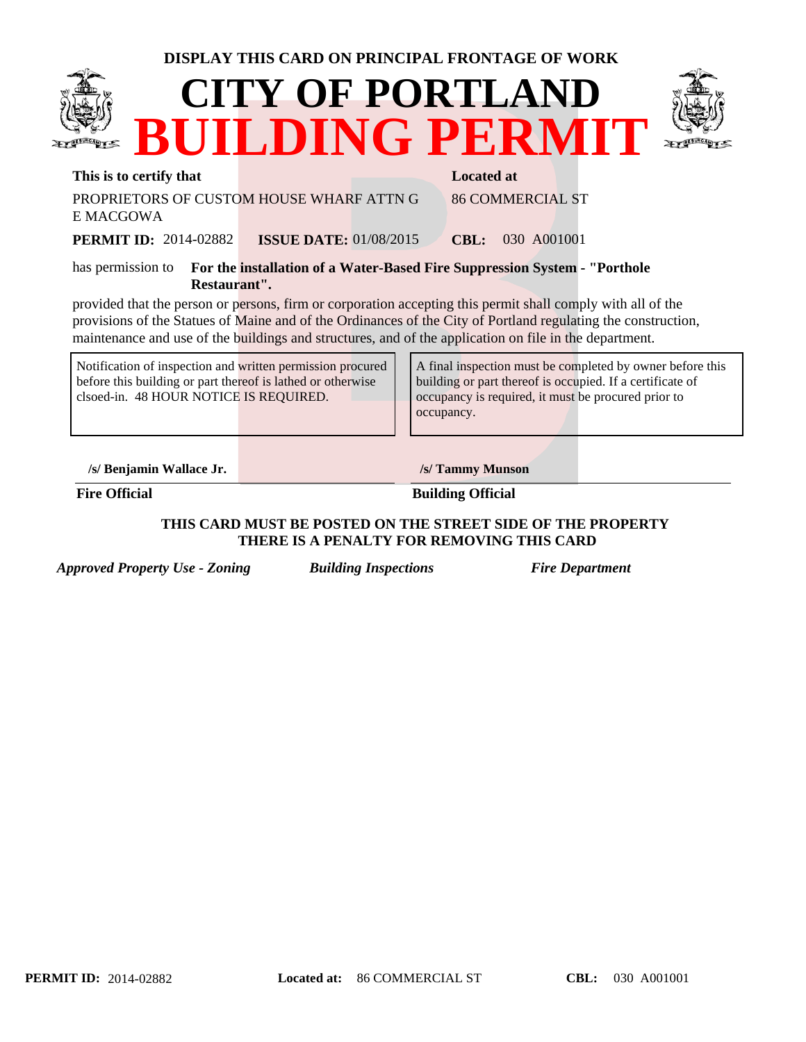**DISPLAY THIS CARD ON PRINCIPAL FRONTAGE OF WORK**

# CITY OF PORTLAND
# BUILDING PERMIT

**This is to certify that**

PROPRIETORS OF CUSTOM HOUSE WHARF ATTN G E MACGOWA

**Located at**

86 COMMERCIAL ST

**PERMIT ID:** 2014-02882 **ISSUE DATE:** 01/08/2015 **CBL:** 030 A001001

has permission to **For the installation of a Water-Based Fire Suppression System - "Porthole Restaurant".**

provided that the person or persons, firm or corporation accepting this permit shall comply with all of the provisions of the Statues of Maine and of the Ordinances of the City of Portland regulating the construction, maintenance and use of the buildings and structures, and of the application on file in the department.

| Notification of inspection and written permission procured before this building or part thereof is lathed or otherwise clsoed-in. 48 HOUR NOTICE IS REQUIRED. | A final inspection must be completed by owner before this building or part thereof is occupied. If a certificate of occupancy is required, it must be procured prior to occupancy. |
|---|---|

**/s/ Benjamin Wallace Jr.**
**Fire Official**

**/s/ Tammy Munson**
**Building Official**

**THIS CARD MUST BE POSTED ON THE STREET SIDE OF THE PROPERTY**
**THERE IS A PENALTY FOR REMOVING THIS CARD**

***Approved Property Use - Zoning*** ***Building Inspections*** ***Fire Department***

**PERMIT ID:** 2014-02882 **Located at:** 86 COMMERCIAL ST **CBL:** 030 A001001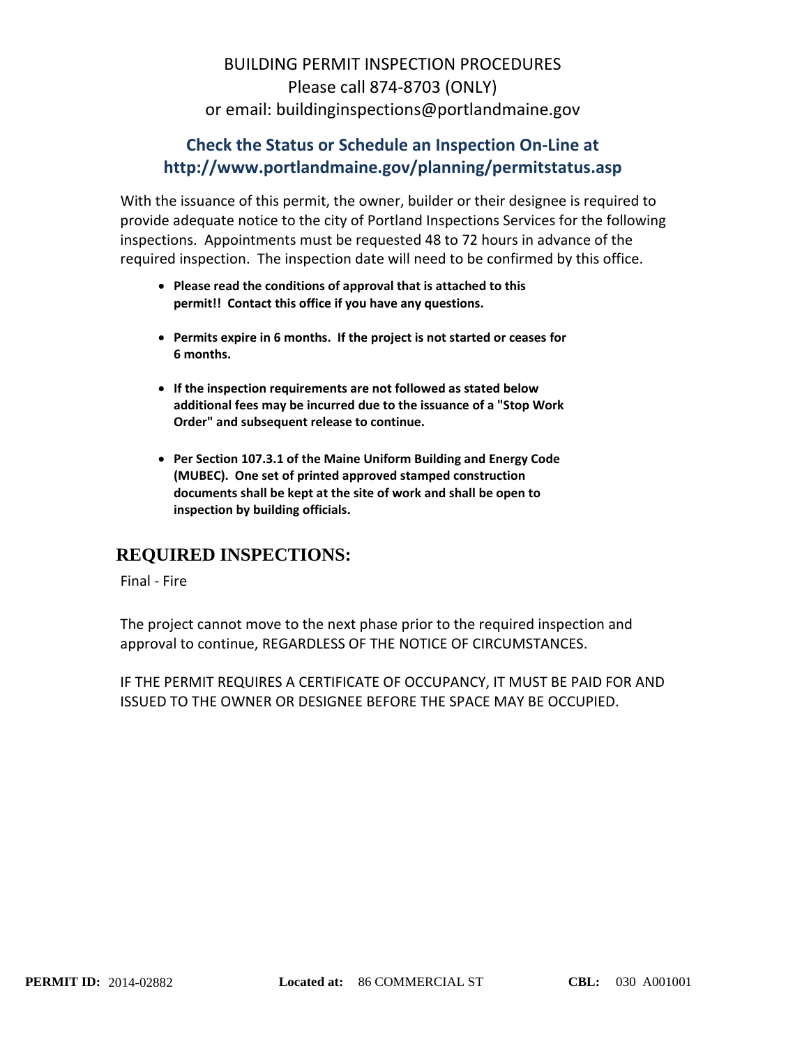# BUILDING PERMIT INSPECTION PROCEDURES

Please call 874-8703 (ONLY)

or email: buildinginspections@portlandmaine.gov

## Check the Status or Schedule an Inspection On-Line at http://www.portlandmaine.gov/planning/permitstatus.asp

With the issuance of this permit, the owner, builder or their designee is required to provide adequate notice to the city of Portland Inspections Services for the following inspections. Appointments must be requested 48 to 72 hours in advance of the required inspection. The inspection date will need to be confirmed by this office.

- **Please read the conditions of approval that is attached to this permit!! Contact this office if you have any questions.**
- **Permits expire in 6 months. If the project is not started or ceases for 6 months.**
- **If the inspection requirements are not followed as stated below additional fees may be incurred due to the issuance of a "Stop Work Order" and subsequent release to continue.**
- **Per Section 107.3.1 of the Maine Uniform Building and Energy Code (MUBEC). One set of printed approved stamped construction documents shall be kept at the site of work and shall be open to inspection by building officials.**

## REQUIRED INSPECTIONS:

Final - Fire

The project cannot move to the next phase prior to the required inspection and approval to continue, REGARDLESS OF THE NOTICE OF CIRCUMSTANCES.

IF THE PERMIT REQUIRES A CERTIFICATE OF OCCUPANCY, IT MUST BE PAID FOR AND ISSUED TO THE OWNER OR DESIGNEE BEFORE THE SPACE MAY BE OCCUPIED.

**PERMIT ID:** 2014-02882 **Located at:** 86 COMMERCIAL ST **CBL:** 030 A001001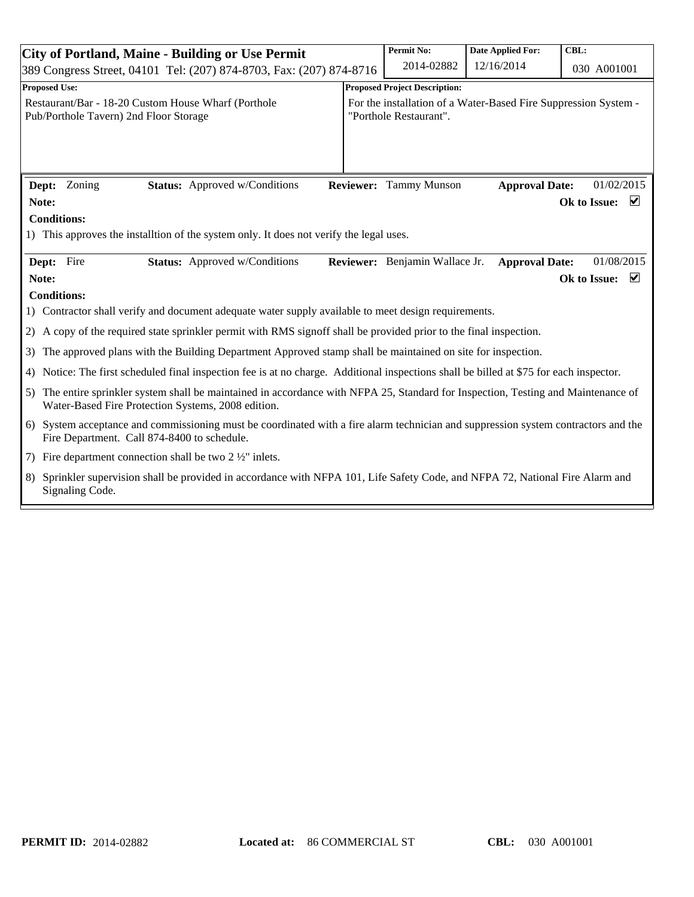| City of Portland, Maine - Building or Use Permit | Permit No: | Date Applied For: | CBL: |
|---|---|---|---|
| 389 Congress Street, 04101 Tel: (207) 874-8703, Fax: (207) 874-8716 | 2014-02882 | 12/16/2014 | 030 A001001 |

| Proposed Use: | Proposed Project Description: |
|---|---|
| Restaurant/Bar - 18-20 Custom House Wharf (Porthole Pub/Porthole Tavern) 2nd Floor Storage | For the installation of a Water-Based Fire Suppression System - "Porthole Restaurant". |

**Dept:** Zoning **Status:** Approved w/Conditions **Reviewer:** Tammy Munson **Approval Date:** 01/02/2015

**Note:** **Ok to Issue:** ☑

**Conditions:**

1) This approves the installtion of the system only. It does not verify the legal uses.

**Dept:** Fire **Status:** Approved w/Conditions **Reviewer:** Benjamin Wallace Jr. **Approval Date:** 01/08/2015

**Note:** **Ok to Issue:** ☑

**Conditions:**

1) Contractor shall verify and document adequate water supply available to meet design requirements.
2) A copy of the required state sprinkler permit with RMS signoff shall be provided prior to the final inspection.
3) The approved plans with the Building Department Approved stamp shall be maintained on site for inspection.
4) Notice: The first scheduled final inspection fee is at no charge. Additional inspections shall be billed at $75 for each inspector.
5) The entire sprinkler system shall be maintained in accordance with NFPA 25, Standard for Inspection, Testing and Maintenance of Water-Based Fire Protection Systems, 2008 edition.
6) System acceptance and commissioning must be coordinated with a fire alarm technician and suppression system contractors and the Fire Department. Call 874-8400 to schedule.
7) Fire department connection shall be two 2 ½" inlets.
8) Sprinkler supervision shall be provided in accordance with NFPA 101, Life Safety Code, and NFPA 72, National Fire Alarm and Signaling Code.

**PERMIT ID:** 2014-02882 **Located at:** 86 COMMERCIAL ST **CBL:** 030 A001001